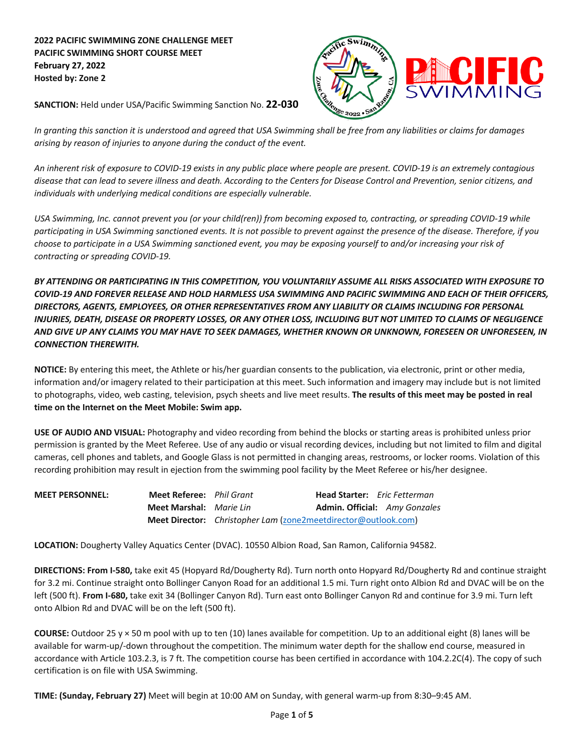**2022 PACIFIC SWIMMING ZONE CHALLENGE MEET**
**PACIFIC SWIMMING SHORT COURSE MEET**
**February 27, 2022**
**Hosted by: Zone 2**

**SANCTION:** Held under USA/Pacific Swimming Sanction No. **22-030**

*In granting this sanction it is understood and agreed that USA Swimming shall be free from any liabilities or claims for damages arising by reason of injuries to anyone during the conduct of the event.*

*An inherent risk of exposure to COVID-19 exists in any public place where people are present. COVID-19 is an extremely contagious disease that can lead to severe illness and death. According to the Centers for Disease Control and Prevention, senior citizens, and individuals with underlying medical conditions are especially vulnerable.*

*USA Swimming, Inc. cannot prevent you (or your child(ren)) from becoming exposed to, contracting, or spreading COVID-19 while participating in USA Swimming sanctioned events. It is not possible to prevent against the presence of the disease. Therefore, if you choose to participate in a USA Swimming sanctioned event, you may be exposing yourself to and/or increasing your risk of contracting or spreading COVID-19.*

***BY ATTENDING OR PARTICIPATING IN THIS COMPETITION, YOU VOLUNTARILY ASSUME ALL RISKS ASSOCIATED WITH EXPOSURE TO COVID-19 AND FOREVER RELEASE AND HOLD HARMLESS USA SWIMMING AND PACIFIC SWIMMING AND EACH OF THEIR OFFICERS, DIRECTORS, AGENTS, EMPLOYEES, OR OTHER REPRESENTATIVES FROM ANY LIABILITY OR CLAIMS INCLUDING FOR PERSONAL INJURIES, DEATH, DISEASE OR PROPERTY LOSSES, OR ANY OTHER LOSS, INCLUDING BUT NOT LIMITED TO CLAIMS OF NEGLIGENCE AND GIVE UP ANY CLAIMS YOU MAY HAVE TO SEEK DAMAGES, WHETHER KNOWN OR UNKNOWN, FORESEEN OR UNFORESEEN, IN CONNECTION THEREWITH.***

**NOTICE:** By entering this meet, the Athlete or his/her guardian consents to the publication, via electronic, print or other media, information and/or imagery related to their participation at this meet. Such information and imagery may include but is not limited to photographs, video, web casting, television, psych sheets and live meet results. **The results of this meet may be posted in real time on the Internet on the Meet Mobile: Swim app.**

**USE OF AUDIO AND VISUAL:** Photography and video recording from behind the blocks or starting areas is prohibited unless prior permission is granted by the Meet Referee. Use of any audio or visual recording devices, including but not limited to film and digital cameras, cell phones and tablets, and Google Glass is not permitted in changing areas, restrooms, or locker rooms. Violation of this recording prohibition may result in ejection from the swimming pool facility by the Meet Referee or his/her designee.

**MEET PERSONNEL:**
- **Meet Referee:** *Phil Grant*
- **Head Starter:** *Eric Fetterman*
- **Meet Marshal:** *Marie Lin*
- **Admin. Official:** *Amy Gonzales*
- **Meet Director:** *Christopher Lam* (zone2meetdirector@outlook.com)

**LOCATION:** Dougherty Valley Aquatics Center (DVAC). 10550 Albion Road, San Ramon, California 94582.

**DIRECTIONS: From I-580,** take exit 45 (Hopyard Rd/Dougherty Rd). Turn north onto Hopyard Rd/Dougherty Rd and continue straight for 3.2 mi. Continue straight onto Bollinger Canyon Road for an additional 1.5 mi. Turn right onto Albion Rd and DVAC will be on the left (500 ft). **From I-680,** take exit 34 (Bollinger Canyon Rd). Turn east onto Bollinger Canyon Rd and continue for 3.9 mi. Turn left onto Albion Rd and DVAC will be on the left (500 ft).

**COURSE:** Outdoor 25 y × 50 m pool with up to ten (10) lanes available for competition. Up to an additional eight (8) lanes will be available for warm-up/-down throughout the competition. The minimum water depth for the shallow end course, measured in accordance with Article 103.2.3, is 7 ft. The competition course has been certified in accordance with 104.2.2C(4). The copy of such certification is on file with USA Swimming.

**TIME: (Sunday, February 27)** Meet will begin at 10:00 AM on Sunday, with general warm-up from 8:30–9:45 AM.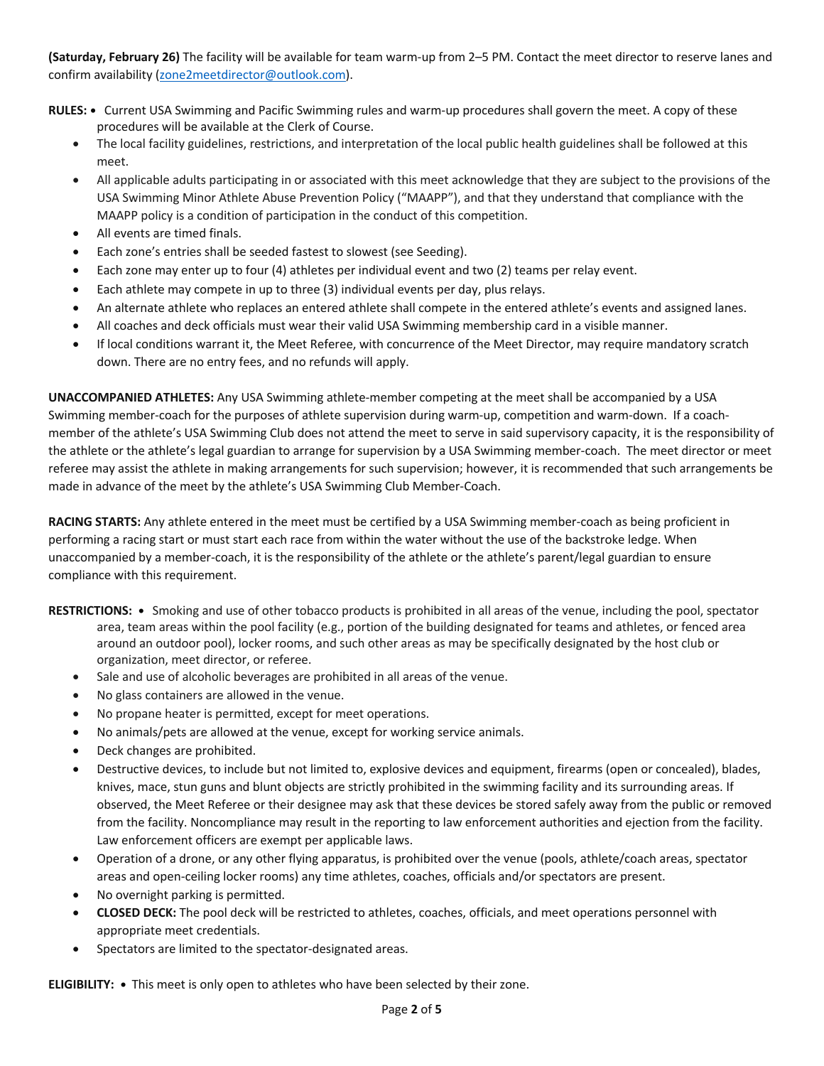**(Saturday, February 26)** The facility will be available for team warm-up from 2–5 PM. Contact the meet director to reserve lanes and confirm availability (zone2meetdirector@outlook.com).

**RULES:**

- Current USA Swimming and Pacific Swimming rules and warm-up procedures shall govern the meet. A copy of these procedures will be available at the Clerk of Course.
- The local facility guidelines, restrictions, and interpretation of the local public health guidelines shall be followed at this meet.
- All applicable adults participating in or associated with this meet acknowledge that they are subject to the provisions of the USA Swimming Minor Athlete Abuse Prevention Policy ("MAAPP"), and that they understand that compliance with the MAAPP policy is a condition of participation in the conduct of this competition.
- All events are timed finals.
- Each zone's entries shall be seeded fastest to slowest (see Seeding).
- Each zone may enter up to four (4) athletes per individual event and two (2) teams per relay event.
- Each athlete may compete in up to three (3) individual events per day, plus relays.
- An alternate athlete who replaces an entered athlete shall compete in the entered athlete's events and assigned lanes.
- All coaches and deck officials must wear their valid USA Swimming membership card in a visible manner.
- If local conditions warrant it, the Meet Referee, with concurrence of the Meet Director, may require mandatory scratch down. There are no entry fees, and no refunds will apply.

**UNACCOMPANIED ATHLETES:** Any USA Swimming athlete-member competing at the meet shall be accompanied by a USA Swimming member-coach for the purposes of athlete supervision during warm-up, competition and warm-down. If a coach-member of the athlete's USA Swimming Club does not attend the meet to serve in said supervisory capacity, it is the responsibility of the athlete or the athlete's legal guardian to arrange for supervision by a USA Swimming member-coach. The meet director or meet referee may assist the athlete in making arrangements for such supervision; however, it is recommended that such arrangements be made in advance of the meet by the athlete's USA Swimming Club Member-Coach.

**RACING STARTS:** Any athlete entered in the meet must be certified by a USA Swimming member-coach as being proficient in performing a racing start or must start each race from within the water without the use of the backstroke ledge. When unaccompanied by a member-coach, it is the responsibility of the athlete or the athlete's parent/legal guardian to ensure compliance with this requirement.

**RESTRICTIONS:**

- Smoking and use of other tobacco products is prohibited in all areas of the venue, including the pool, spectator area, team areas within the pool facility (e.g., portion of the building designated for teams and athletes, or fenced area around an outdoor pool), locker rooms, and such other areas as may be specifically designated by the host club or organization, meet director, or referee.
- Sale and use of alcoholic beverages are prohibited in all areas of the venue.
- No glass containers are allowed in the venue.
- No propane heater is permitted, except for meet operations.
- No animals/pets are allowed at the venue, except for working service animals.
- Deck changes are prohibited.
- Destructive devices, to include but not limited to, explosive devices and equipment, firearms (open or concealed), blades, knives, mace, stun guns and blunt objects are strictly prohibited in the swimming facility and its surrounding areas. If observed, the Meet Referee or their designee may ask that these devices be stored safely away from the public or removed from the facility. Noncompliance may result in the reporting to law enforcement authorities and ejection from the facility. Law enforcement officers are exempt per applicable laws.
- Operation of a drone, or any other flying apparatus, is prohibited over the venue (pools, athlete/coach areas, spectator areas and open-ceiling locker rooms) any time athletes, coaches, officials and/or spectators are present.
- No overnight parking is permitted.
- **CLOSED DECK:** The pool deck will be restricted to athletes, coaches, officials, and meet operations personnel with appropriate meet credentials.
- Spectators are limited to the spectator-designated areas.

**ELIGIBILITY:**

- This meet is only open to athletes who have been selected by their zone.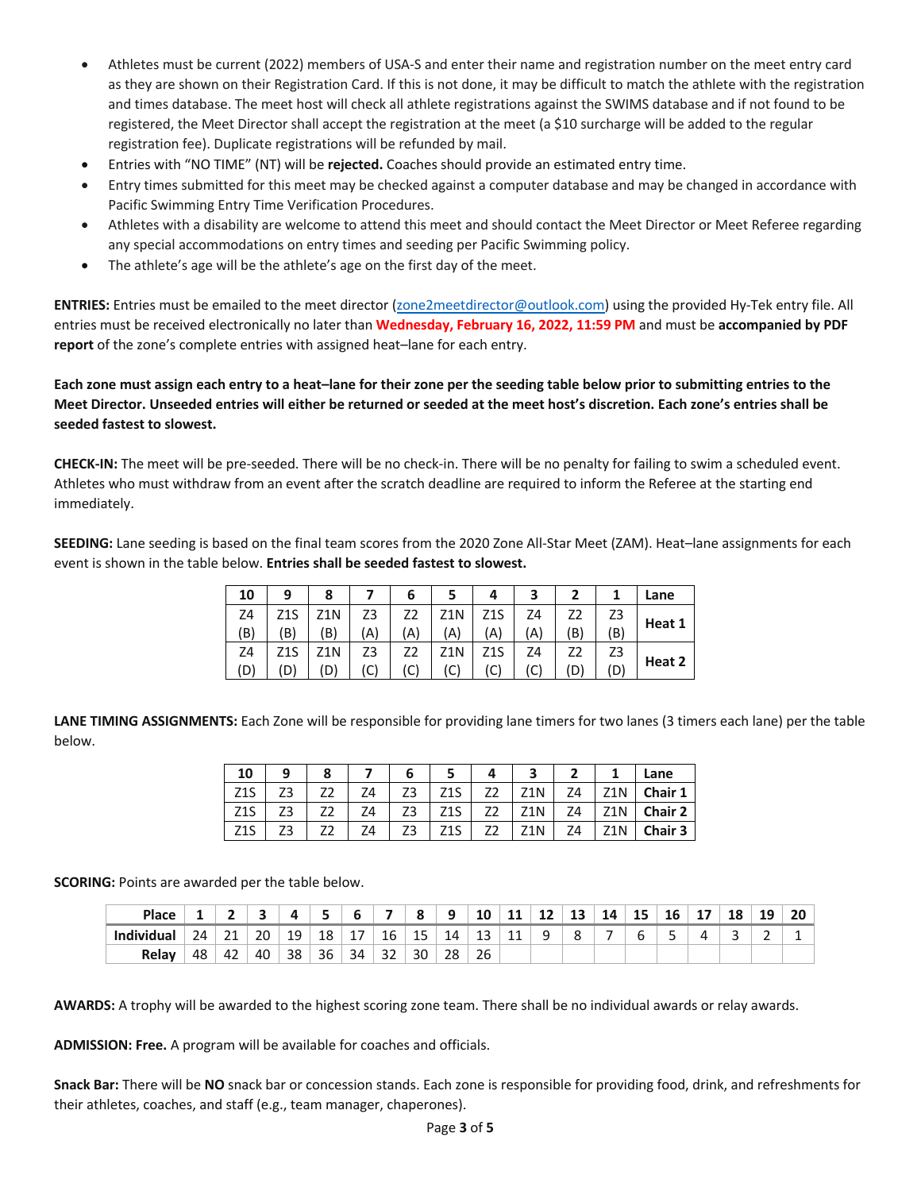- Athletes must be current (2022) members of USA-S and enter their name and registration number on the meet entry card as they are shown on their Registration Card. If this is not done, it may be difficult to match the athlete with the registration and times database. The meet host will check all athlete registrations against the SWIMS database and if not found to be registered, the Meet Director shall accept the registration at the meet (a $10 surcharge will be added to the regular registration fee). Duplicate registrations will be refunded by mail.
- Entries with "NO TIME" (NT) will be **rejected.** Coaches should provide an estimated entry time.
- Entry times submitted for this meet may be checked against a computer database and may be changed in accordance with Pacific Swimming Entry Time Verification Procedures.
- Athletes with a disability are welcome to attend this meet and should contact the Meet Director or Meet Referee regarding any special accommodations on entry times and seeding per Pacific Swimming policy.
- The athlete's age will be the athlete's age on the first day of the meet.

**ENTRIES:** Entries must be emailed to the meet director (zone2meetdirector@outlook.com) using the provided Hy-Tek entry file. All entries must be received electronically no later than **Wednesday, February 16, 2022, 11:59 PM** and must be **accompanied by PDF report** of the zone's complete entries with assigned heat–lane for each entry.

**Each zone must assign each entry to a heat–lane for their zone per the seeding table below prior to submitting entries to the Meet Director. Unseeded entries will either be returned or seeded at the meet host's discretion. Each zone's entries shall be seeded fastest to slowest.**

**CHECK-IN:** The meet will be pre-seeded. There will be no check-in. There will be no penalty for failing to swim a scheduled event. Athletes who must withdraw from an event after the scratch deadline are required to inform the Referee at the starting end immediately.

**SEEDING:** Lane seeding is based on the final team scores from the 2020 Zone All-Star Meet (ZAM). Heat–lane assignments for each event is shown in the table below. **Entries shall be seeded fastest to slowest.**

| 10 | 9 | 8 | 7 | 6 | 5 | 4 | 3 | 2 | 1 | Lane |
|---|---|---|---|---|---|---|---|---|---|---|
| Z4 (B) | Z1S (B) | Z1N (B) | Z3 (A) | Z2 (A) | Z1N (A) | Z1S (A) | Z4 (A) | Z2 (B) | Z3 (B) | **Heat 1** |
| Z4 (D) | Z1S (D) | Z1N (D) | Z3 (C) | Z2 (C) | Z1N (C) | Z1S (C) | Z4 (C) | Z2 (D) | Z3 (D) | **Heat 2** |

**LANE TIMING ASSIGNMENTS:** Each Zone will be responsible for providing lane timers for two lanes (3 timers each lane) per the table below.

| 10 | 9 | 8 | 7 | 6 | 5 | 4 | 3 | 2 | 1 | Lane |
|---|---|---|---|---|---|---|---|---|---|---|
| Z1S | Z3 | Z2 | Z4 | Z3 | Z1S | Z2 | Z1N | Z4 | Z1N | **Chair 1** |
| Z1S | Z3 | Z2 | Z4 | Z3 | Z1S | Z2 | Z1N | Z4 | Z1N | **Chair 2** |
| Z1S | Z3 | Z2 | Z4 | Z3 | Z1S | Z2 | Z1N | Z4 | Z1N | **Chair 3** |

**SCORING:** Points are awarded per the table below.

| Place | 1 | 2 | 3 | 4 | 5 | 6 | 7 | 8 | 9 | 10 | 11 | 12 | 13 | 14 | 15 | 16 | 17 | 18 | 19 | 20 |
|---|---|---|---|---|---|---|---|---|---|---|---|---|---|---|---|---|---|---|---|---|
| Individual | 24 | 21 | 20 | 19 | 18 | 17 | 16 | 15 | 14 | 13 | 11 | 9 | 8 | 7 | 6 | 5 | 4 | 3 | 2 | 1 |
| Relay | 48 | 42 | 40 | 38 | 36 | 34 | 32 | 30 | 28 | 26 | | | | | | | | | | |

**AWARDS:** A trophy will be awarded to the highest scoring zone team. There shall be no individual awards or relay awards.

**ADMISSION: Free.** A program will be available for coaches and officials.

**Snack Bar:** There will be **NO** snack bar or concession stands. Each zone is responsible for providing food, drink, and refreshments for their athletes, coaches, and staff (e.g., team manager, chaperones).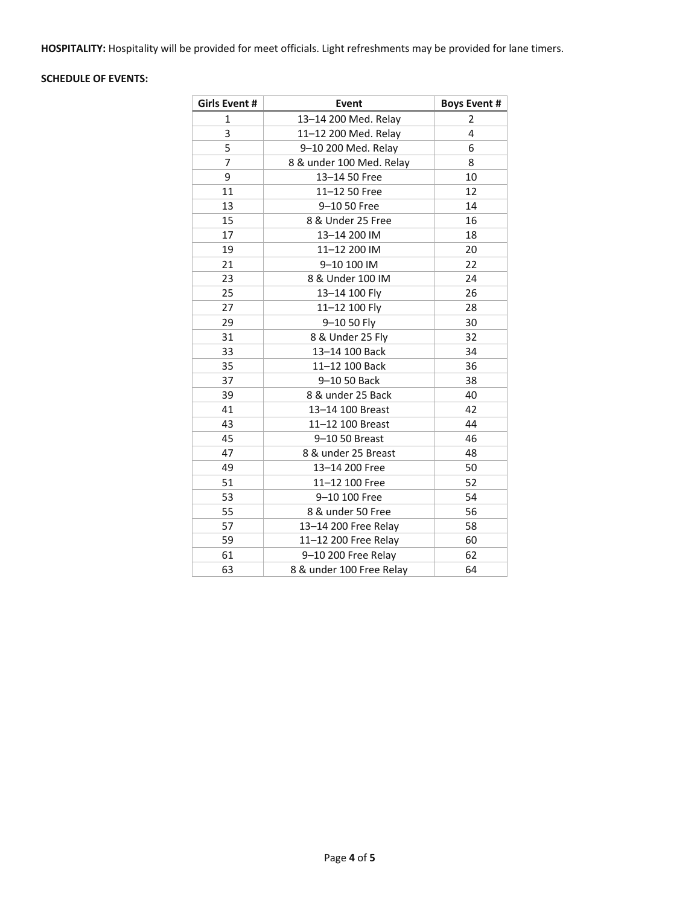**HOSPITALITY:** Hospitality will be provided for meet officials. Light refreshments may be provided for lane timers.

**SCHEDULE OF EVENTS:**

| Girls Event # | Event | Boys Event # |
|---|---|---|
| 1 | 13–14 200 Med. Relay | 2 |
| 3 | 11–12 200 Med. Relay | 4 |
| 5 | 9–10 200 Med. Relay | 6 |
| 7 | 8 & under 100 Med. Relay | 8 |
| 9 | 13–14 50 Free | 10 |
| 11 | 11–12 50 Free | 12 |
| 13 | 9–10 50 Free | 14 |
| 15 | 8 & Under 25 Free | 16 |
| 17 | 13–14 200 IM | 18 |
| 19 | 11–12 200 IM | 20 |
| 21 | 9–10 100 IM | 22 |
| 23 | 8 & Under 100 IM | 24 |
| 25 | 13–14 100 Fly | 26 |
| 27 | 11–12 100 Fly | 28 |
| 29 | 9–10 50 Fly | 30 |
| 31 | 8 & Under 25 Fly | 32 |
| 33 | 13–14 100 Back | 34 |
| 35 | 11–12 100 Back | 36 |
| 37 | 9–10 50 Back | 38 |
| 39 | 8 & under 25 Back | 40 |
| 41 | 13–14 100 Breast | 42 |
| 43 | 11–12 100 Breast | 44 |
| 45 | 9–10 50 Breast | 46 |
| 47 | 8 & under 25 Breast | 48 |
| 49 | 13–14 200 Free | 50 |
| 51 | 11–12 100 Free | 52 |
| 53 | 9–10 100 Free | 54 |
| 55 | 8 & under 50 Free | 56 |
| 57 | 13–14 200 Free Relay | 58 |
| 59 | 11–12 200 Free Relay | 60 |
| 61 | 9–10 200 Free Relay | 62 |
| 63 | 8 & under 100 Free Relay | 64 |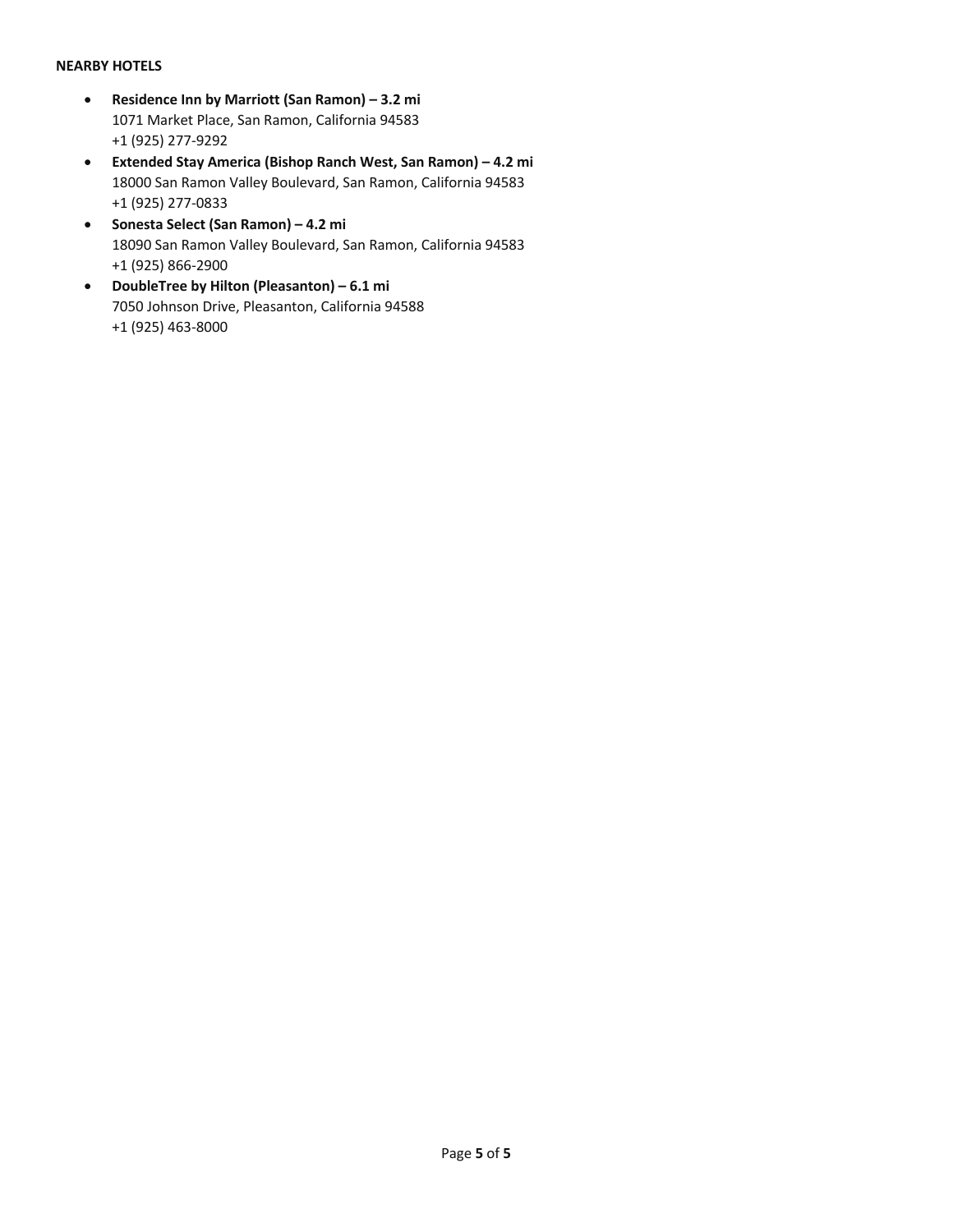**NEARBY HOTELS**

- **Residence Inn by Marriott (San Ramon) – 3.2 mi**
  1071 Market Place, San Ramon, California 94583
  +1 (925) 277-9292
- **Extended Stay America (Bishop Ranch West, San Ramon) – 4.2 mi**
  18000 San Ramon Valley Boulevard, San Ramon, California 94583
  +1 (925) 277-0833
- **Sonesta Select (San Ramon) – 4.2 mi**
  18090 San Ramon Valley Boulevard, San Ramon, California 94583
  +1 (925) 866-2900
- **DoubleTree by Hilton (Pleasanton) – 6.1 mi**
  7050 Johnson Drive, Pleasanton, California 94588
  +1 (925) 463-8000